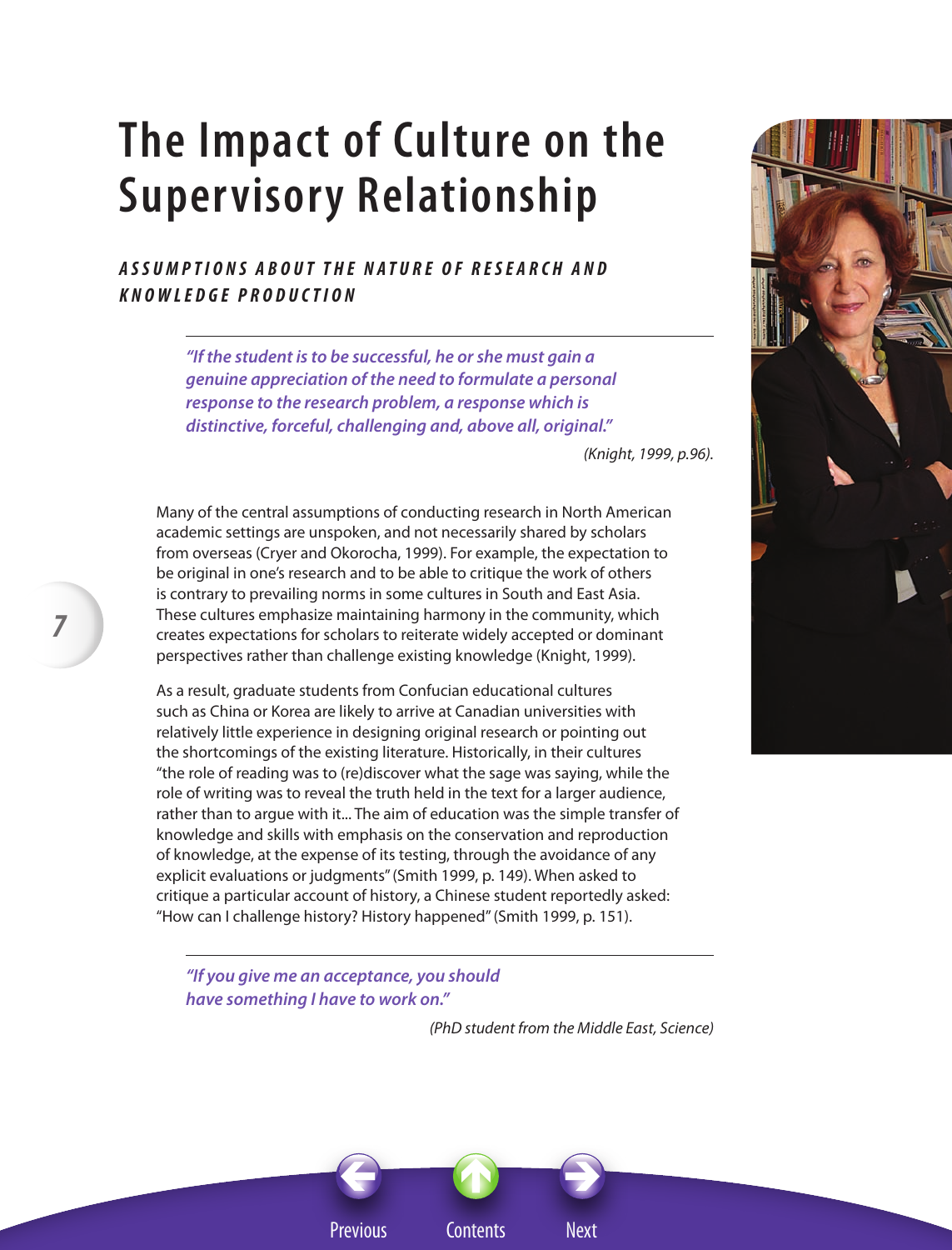# The Impact of Culture on the Supervisory Relationship

## *ASSUMPTIONS ABOUT THE NATURE OF RESEARCH AND KNOWLEDGE PRODUCTION*

> ***"If the student is to be successful, he or she must gain a genuine appreciation of the need to formulate a personal response to the research problem, a response which is distinctive, forceful, challenging and, above all, original."***
>
> *(Knight, 1999, p.96).*

Many of the central assumptions of conducting research in North American academic settings are unspoken, and not necessarily shared by scholars from overseas (Cryer and Okorocha, 1999). For example, the expectation to be original in one's research and to be able to critique the work of others is contrary to prevailing norms in some cultures in South and East Asia. These cultures emphasize maintaining harmony in the community, which creates expectations for scholars to reiterate widely accepted or dominant perspectives rather than challenge existing knowledge (Knight, 1999).

As a result, graduate students from Confucian educational cultures such as China or Korea are likely to arrive at Canadian universities with relatively little experience in designing original research or pointing out the shortcomings of the existing literature. Historically, in their cultures "the role of reading was to (re)discover what the sage was saying, while the role of writing was to reveal the truth held in the text for a larger audience, rather than to argue with it... The aim of education was the simple transfer of knowledge and skills with emphasis on the conservation and reproduction of knowledge, at the expense of its testing, through the avoidance of any explicit evaluations or judgments" (Smith 1999, p. 149). When asked to critique a particular account of history, a Chinese student reportedly asked: "How can I challenge history? History happened" (Smith 1999, p. 151).

> ***"If you give me an acceptance, you should have something I have to work on."***
>
> *(PhD student from the Middle East, Science)*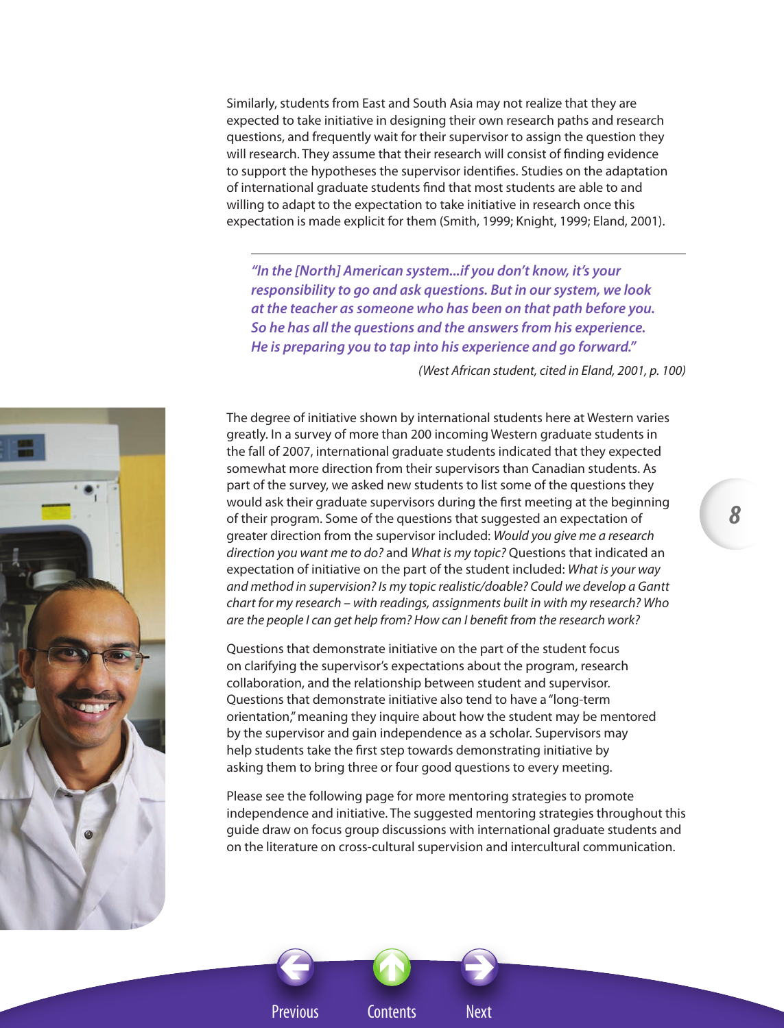Similarly, students from East and South Asia may not realize that they are expected to take initiative in designing their own research paths and research questions, and frequently wait for their supervisor to assign the question they will research. They assume that their research will consist of finding evidence to support the hypotheses the supervisor identifies. Studies on the adaptation of international graduate students find that most students are able to and willing to adapt to the expectation to take initiative in research once this expectation is made explicit for them (Smith, 1999; Knight, 1999; Eland, 2001).

---

> ***"In the [North] American system...if you don't know, it's your responsibility to go and ask questions. But in our system, we look at the teacher as someone who has been on that path before you. So he has all the questions and the answers from his experience. He is preparing you to tap into his experience and go forward."***
>
> *(West African student, cited in Eland, 2001, p. 100)*

The degree of initiative shown by international students here at Western varies greatly. In a survey of more than 200 incoming Western graduate students in the fall of 2007, international graduate students indicated that they expected somewhat more direction from their supervisors than Canadian students. As part of the survey, we asked new students to list some of the questions they would ask their graduate supervisors during the first meeting at the beginning of their program. Some of the questions that suggested an expectation of greater direction from the supervisor included: *Would you give me a research direction you want me to do?* and *What is my topic?* Questions that indicated an expectation of initiative on the part of the student included: *What is your way and method in supervision? Is my topic realistic/doable? Could we develop a Gantt chart for my research – with readings, assignments built in with my research? Who are the people I can get help from? How can I benefit from the research work?*

Questions that demonstrate initiative on the part of the student focus on clarifying the supervisor's expectations about the program, research collaboration, and the relationship between student and supervisor. Questions that demonstrate initiative also tend to have a "long-term orientation," meaning they inquire about how the student may be mentored by the supervisor and gain independence as a scholar. Supervisors may help students take the first step towards demonstrating initiative by asking them to bring three or four good questions to every meeting.

Please see the following page for more mentoring strategies to promote independence and initiative. The suggested mentoring strategies throughout this guide draw on focus group discussions with international graduate students and on the literature on cross-cultural supervision and intercultural communication.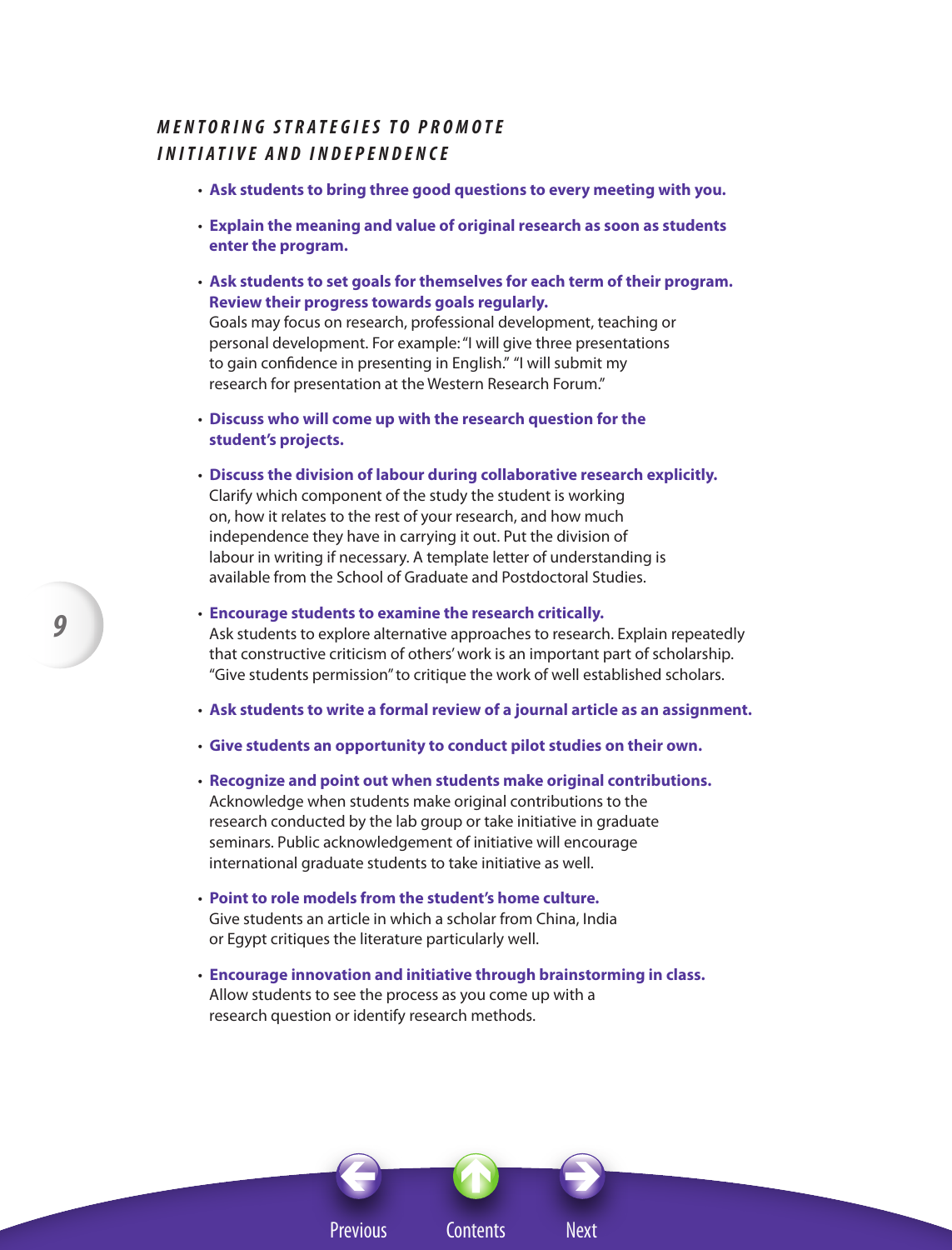## MENTORING STRATEGIES TO PROMOTE INITIATIVE AND INDEPENDENCE

- **Ask students to bring three good questions to every meeting with you.**
- **Explain the meaning and value of original research as soon as students enter the program.**
- **Ask students to set goals for themselves for each term of their program. Review their progress towards goals regularly.**
  Goals may focus on research, professional development, teaching or personal development. For example: "I will give three presentations to gain confidence in presenting in English." "I will submit my research for presentation at the Western Research Forum."
- **Discuss who will come up with the research question for the student's projects.**
- **Discuss the division of labour during collaborative research explicitly.**
  Clarify which component of the study the student is working on, how it relates to the rest of your research, and how much independence they have in carrying it out. Put the division of labour in writing if necessary. A template letter of understanding is available from the School of Graduate and Postdoctoral Studies.
- **Encourage students to examine the research critically.**
  Ask students to explore alternative approaches to research. Explain repeatedly that constructive criticism of others' work is an important part of scholarship. "Give students permission" to critique the work of well established scholars.
- **Ask students to write a formal review of a journal article as an assignment.**
- **Give students an opportunity to conduct pilot studies on their own.**
- **Recognize and point out when students make original contributions.**
  Acknowledge when students make original contributions to the research conducted by the lab group or take initiative in graduate seminars. Public acknowledgement of initiative will encourage international graduate students to take initiative as well.
- **Point to role models from the student's home culture.**
  Give students an article in which a scholar from China, India or Egypt critiques the literature particularly well.
- **Encourage innovation and initiative through brainstorming in class.**
  Allow students to see the process as you come up with a research question or identify research methods.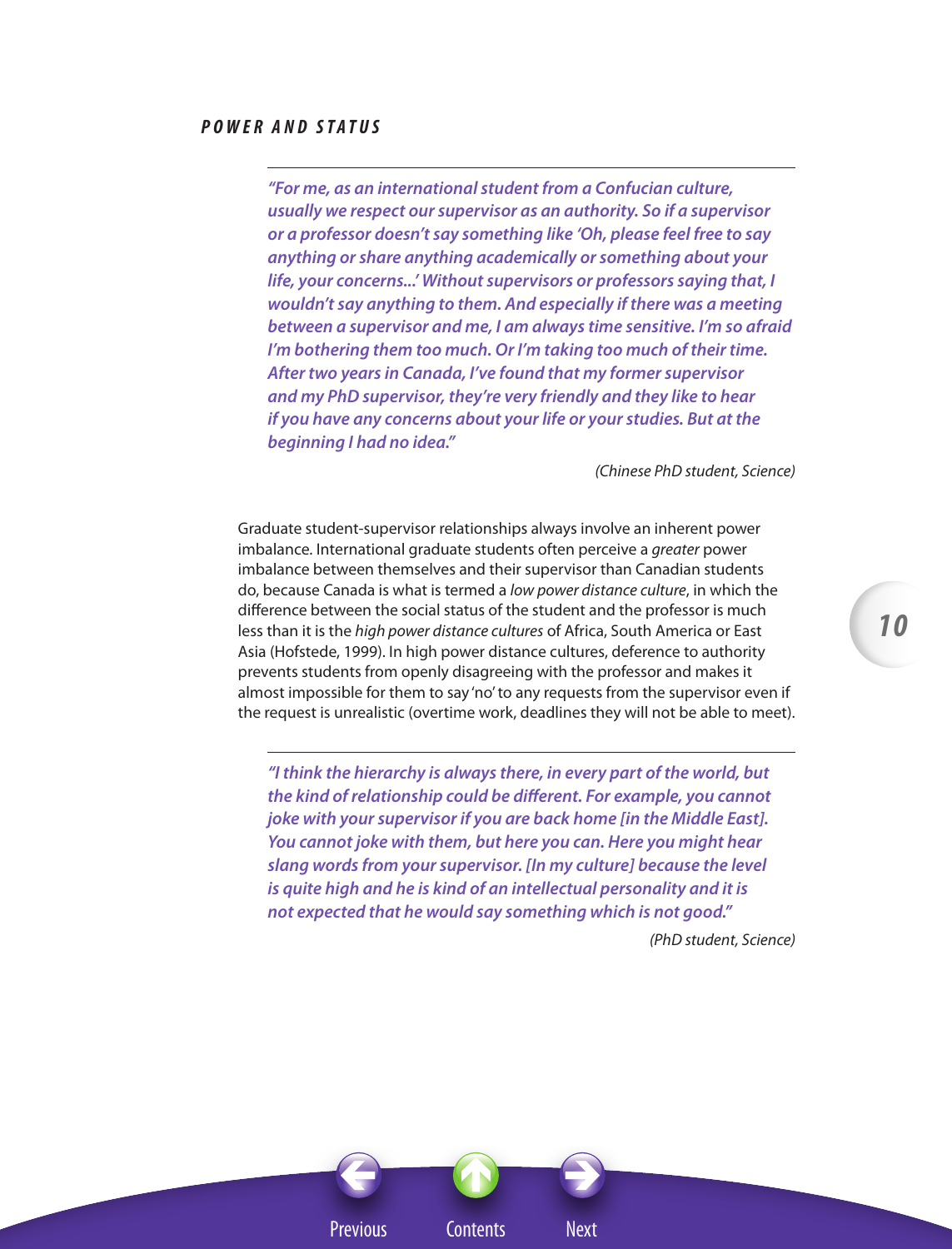### POWER AND STATUS

> ***"For me, as an international student from a Confucian culture, usually we respect our supervisor as an authority. So if a supervisor or a professor doesn't say something like 'Oh, please feel free to say anything or share anything academically or something about your life, your concerns...' Without supervisors or professors saying that, I wouldn't say anything to them. And especially if there was a meeting between a supervisor and me, I am always time sensitive. I'm so afraid I'm bothering them too much. Or I'm taking too much of their time. After two years in Canada, I've found that my former supervisor and my PhD supervisor, they're very friendly and they like to hear if you have any concerns about your life or your studies. But at the beginning I had no idea."***
>
> *(Chinese PhD student, Science)*

Graduate student-supervisor relationships always involve an inherent power imbalance. International graduate students often perceive a *greater* power imbalance between themselves and their supervisor than Canadian students do, because Canada is what is termed a *low power distance culture*, in which the difference between the social status of the student and the professor is much less than it is the *high power distance cultures* of Africa, South America or East Asia (Hofstede, 1999). In high power distance cultures, deference to authority prevents students from openly disagreeing with the professor and makes it almost impossible for them to say 'no' to any requests from the supervisor even if the request is unrealistic (overtime work, deadlines they will not be able to meet).

> ***"I think the hierarchy is always there, in every part of the world, but the kind of relationship could be different. For example, you cannot joke with your supervisor if you are back home [in the Middle East]. You cannot joke with them, but here you can. Here you might hear slang words from your supervisor. [In my culture] because the level is quite high and he is kind of an intellectual personality and it is not expected that he would say something which is not good."***
>
> *(PhD student, Science)*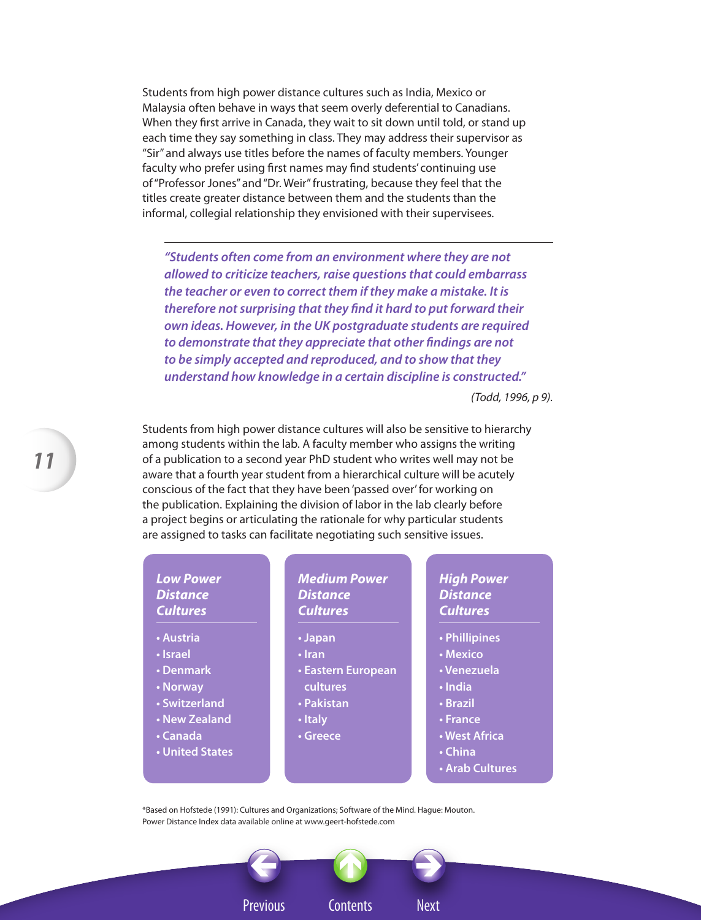Students from high power distance cultures such as India, Mexico or Malaysia often behave in ways that seem overly deferential to Canadians. When they first arrive in Canada, they wait to sit down until told, or stand up each time they say something in class. They may address their supervisor as "Sir" and always use titles before the names of faculty members. Younger faculty who prefer using first names may find students' continuing use of "Professor Jones" and "Dr. Weir" frustrating, because they feel that the titles create greater distance between them and the students than the informal, collegial relationship they envisioned with their supervisees.

> ***"Students often come from an environment where they are not allowed to criticize teachers, raise questions that could embarrass the teacher or even to correct them if they make a mistake. It is therefore not surprising that they find it hard to put forward their own ideas. However, in the UK postgraduate students are required to demonstrate that they appreciate that other findings are not to be simply accepted and reproduced, and to show that they understand how knowledge in a certain discipline is constructed."***
>
> *(Todd, 1996, p 9).*

Students from high power distance cultures will also be sensitive to hierarchy among students within the lab. A faculty member who assigns the writing of a publication to a second year PhD student who writes well may not be aware that a fourth year student from a hierarchical culture will be acutely conscious of the fact that they have been 'passed over' for working on the publication. Explaining the division of labor in the lab clearly before a project begins or articulating the rationale for why particular students are assigned to tasks can facilitate negotiating such sensitive issues.

| *Low Power Distance Cultures* | *Medium Power Distance Cultures* | *High Power Distance Cultures* |
|---|---|---|
| • Austria | • Japan | • Phillipines |
| • Israel | • Iran | • Mexico |
| • Denmark | • Eastern European cultures | • Venezuela |
| • Norway | • Pakistan | • India |
| • Switzerland | • Italy | • Brazil |
| • New Zealand | • Greece | • France |
| • Canada | | • West Africa |
| • United States | | • China |
| | | • Arab Cultures |

*Based on Hofstede (1991): Cultures and Organizations; Software of the Mind. Hague: Mouton.
Power Distance Index data available online at www.geert-hofstede.com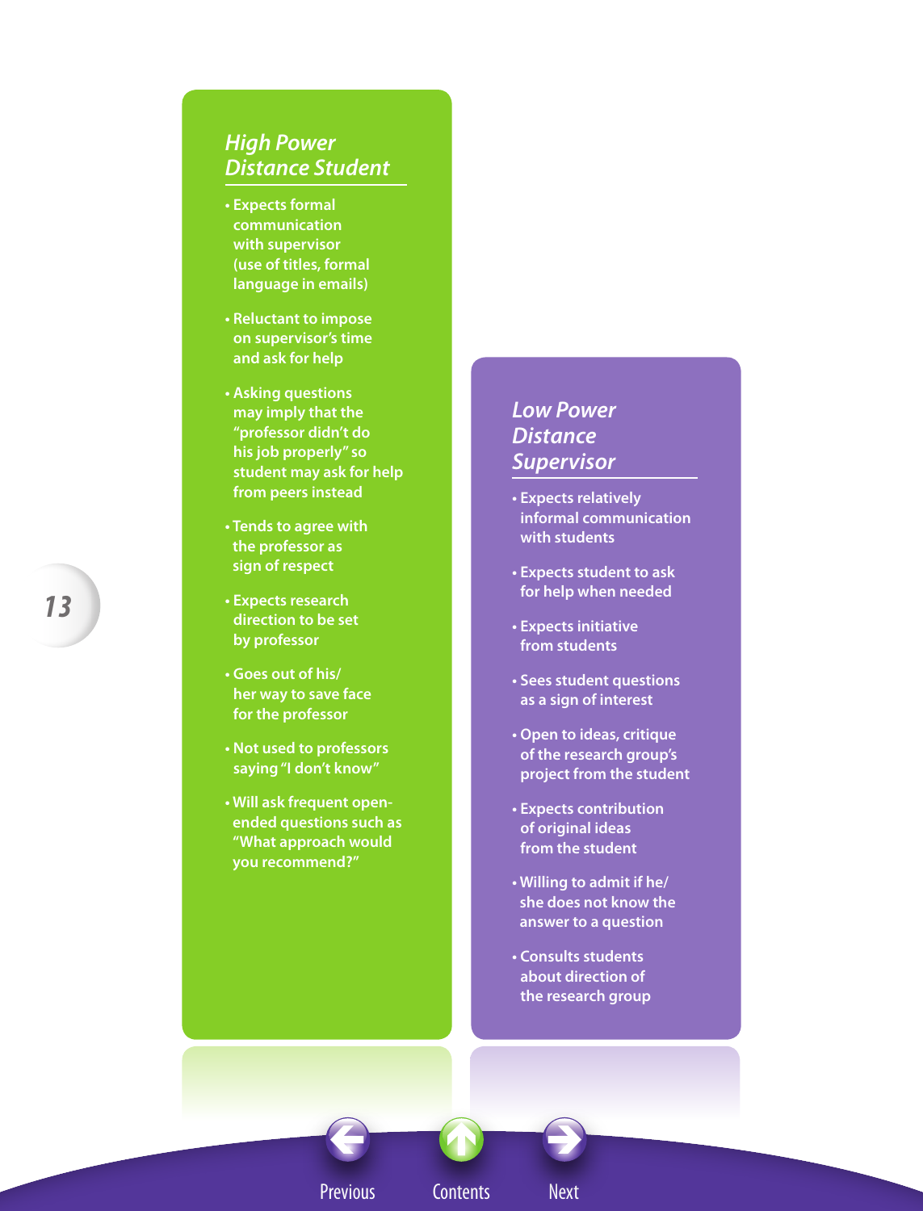## *High Power Distance Student*

- Expects formal communication with supervisor (use of titles, formal language in emails)
- Reluctant to impose on supervisor's time and ask for help
- Asking questions may imply that the "professor didn't do his job properly" so student may ask for help from peers instead
- Tends to agree with the professor as sign of respect
- Expects research direction to be set by professor
- Goes out of his/her way to save face for the professor
- Not used to professors saying "I don't know"
- Will ask frequent open-ended questions such as "What approach would you recommend?"

## *Low Power Distance Supervisor*

- Expects relatively informal communication with students
- Expects student to ask for help when needed
- Expects initiative from students
- Sees student questions as a sign of interest
- Open to ideas, critique of the research group's project from the student
- Expects contribution of original ideas from the student
- Willing to admit if he/she does not know the answer to a question
- Consults students about direction of the research group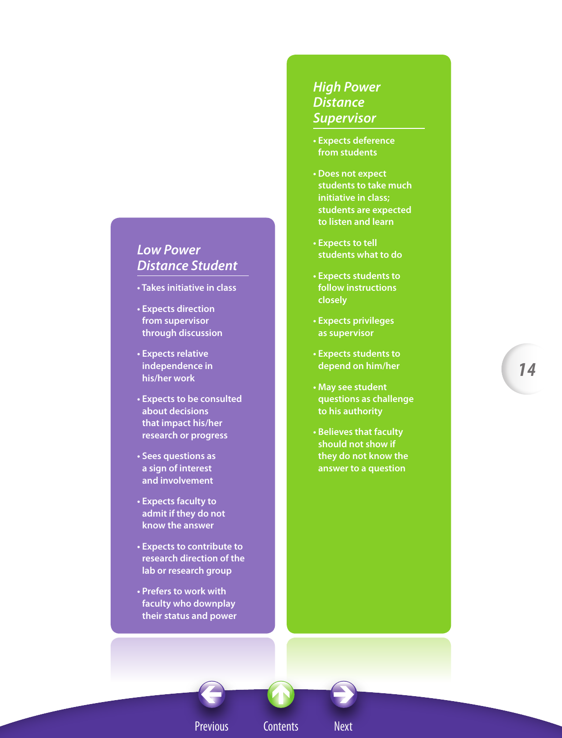### *Low Power Distance Student*

- Takes initiative in class
- Expects direction from supervisor through discussion
- Expects relative independence in his/her work
- Expects to be consulted about decisions that impact his/her research or progress
- Sees questions as a sign of interest and involvement
- Expects faculty to admit if they do not know the answer
- Expects to contribute to research direction of the lab or research group
- Prefers to work with faculty who downplay their status and power

### *High Power Distance Supervisor*

- Expects deference from students
- Does not expect students to take much initiative in class; students are expected to listen and learn
- Expects to tell students what to do
- Expects students to follow instructions closely
- Expects privileges as supervisor
- Expects students to depend on him/her
- May see student questions as challenge to his authority
- Believes that faculty should not show if they do not know the answer to a question